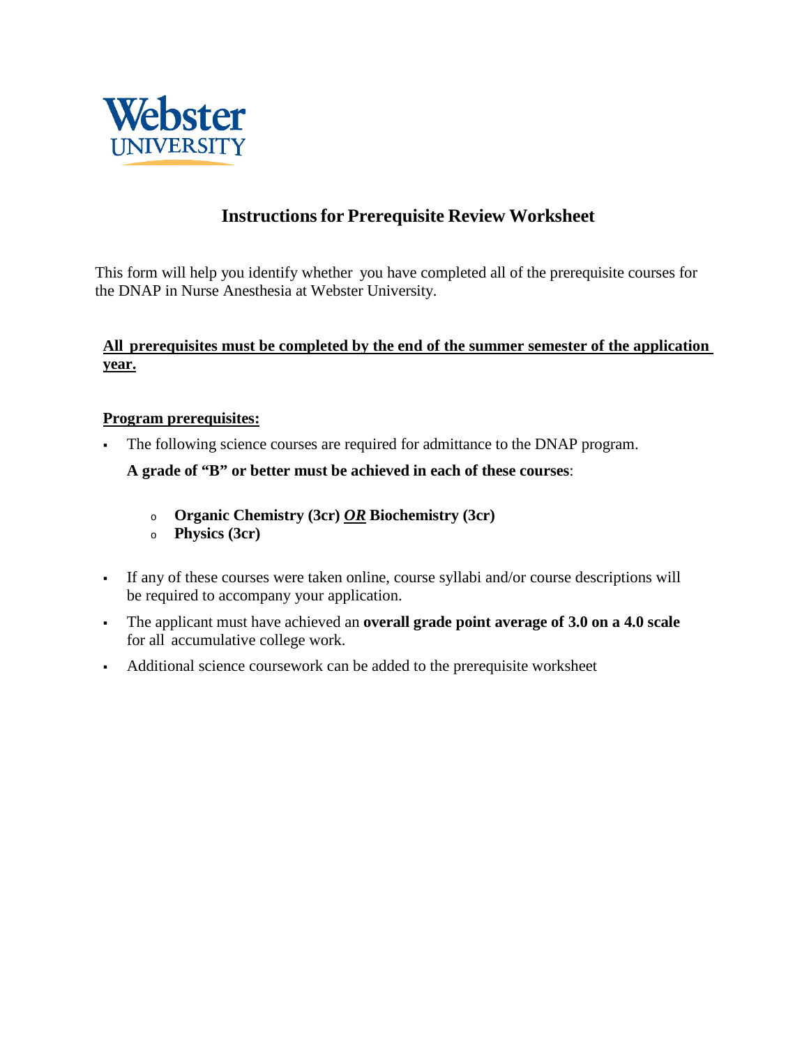Webster UNIVERSITY

# Instructions for Prerequisite Review Worksheet

This form will help you identify whether you have completed all of the prerequisite courses for the DNAP in Nurse Anesthesia at Webster University.

**All prerequisites must be completed by the end of the summer semester of the application year.**

**Program prerequisites:**

- The following science courses are required for admittance to the DNAP program.

  **A grade of "B" or better must be achieved in each of these courses**:

  - **Organic Chemistry (3cr) *OR* Biochemistry (3cr)**
  - **Physics (3cr)**

- If any of these courses were taken online, course syllabi and/or course descriptions will be required to accompany your application.
- The applicant must have achieved an **overall grade point average of 3.0 on a 4.0 scale** for all accumulative college work.
- Additional science coursework can be added to the prerequisite worksheet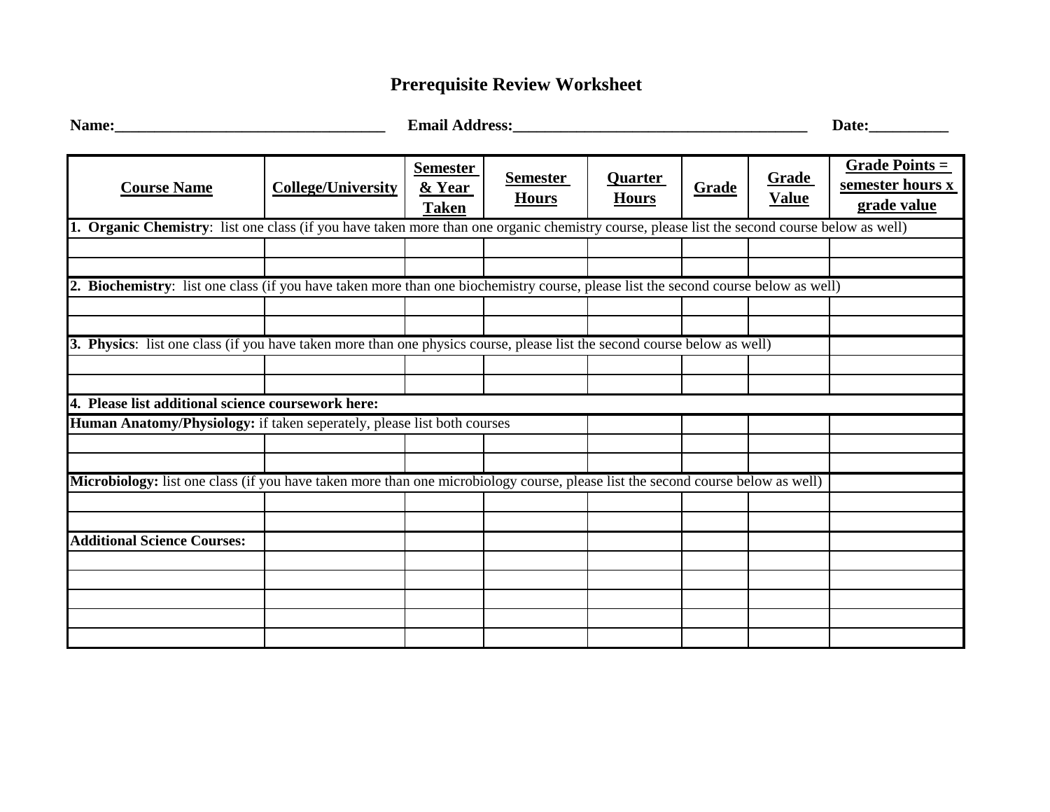# Prerequisite Review Worksheet

**Name:**___________________________________ **Email Address:**______________________________________ **Date:**__________

| **Course Name** | **College/University** | **Semester & Year Taken** | **Semester Hours** | **Quarter Hours** | **Grade** | **Grade Value** | **Grade Points = semester hours x grade value** |
|---|---|---|---|---|---|---|---|
| **1. Organic Chemistry**: list one class (if you have taken more than one organic chemistry course, please list the second course below as well) | | | | | | | |
| | | | | | | | |
| | | | | | | | |
| **2. Biochemistry**: list one class (if you have taken more than one biochemistry course, please list the second course below as well) | | | | | | | |
| | | | | | | | |
| | | | | | | | |
| **3. Physics**: list one class (if you have taken more than one physics course, please list the second course below as well) | | | | | | | |
| | | | | | | | |
| | | | | | | | |
| **4. Please list additional science coursework here:** | | | | | | | |
| **Human Anatomy/Physiology:** if taken seperately, please list both courses | | | | | | | |
| | | | | | | | |
| | | | | | | | |
| **Microbiology:** list one class (if you have taken more than one microbiology course, please list the second course below as well) | | | | | | | |
| | | | | | | | |
| | | | | | | | |
| **Additional Science Courses:** | | | | | | | |
| | | | | | | | |
| | | | | | | | |
| | | | | | | | |
| | | | | | | | |
| | | | | | | | |